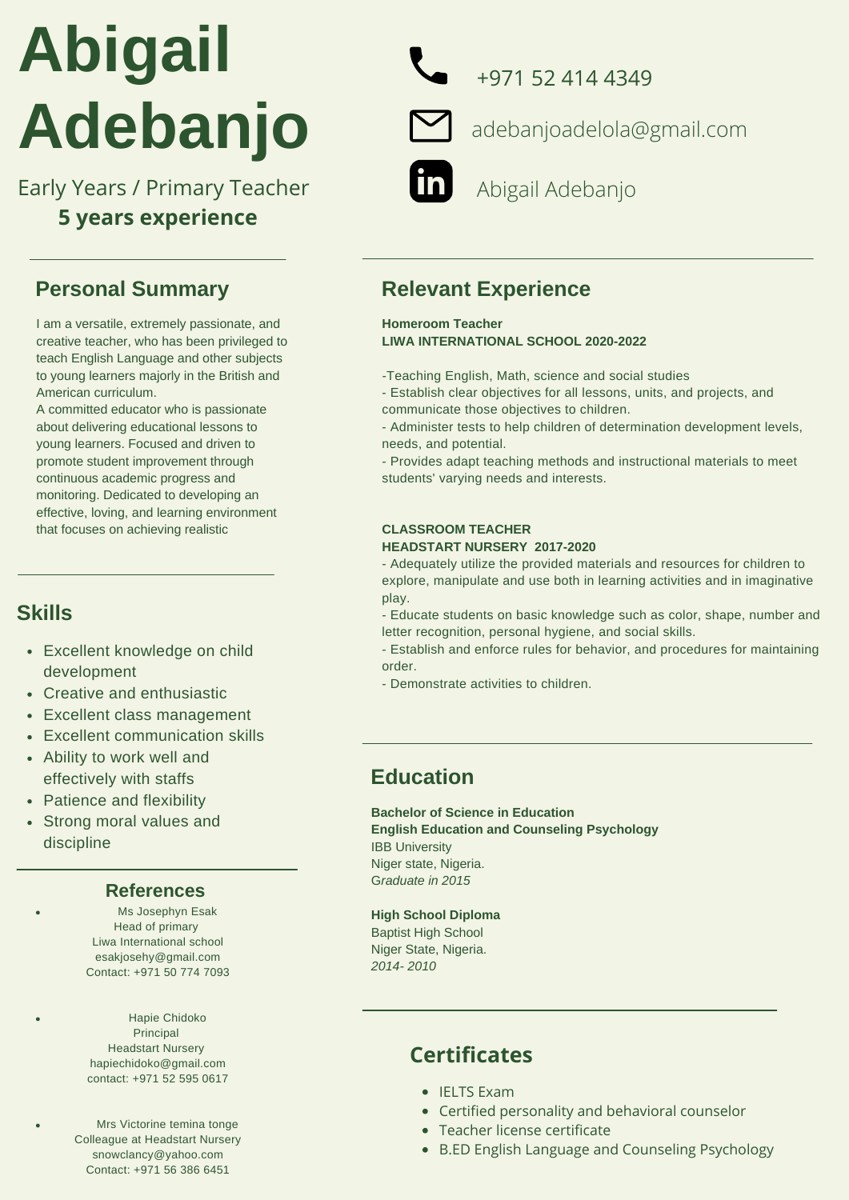# Abigail Adebanjo

Early Years / Primary Teacher

**5 years experience**

+971 52 414 4349

adebanjoadelola@gmail.com

Abigail Adebanjo

## Personal Summary

I am a versatile, extremely passionate, and creative teacher, who has been privileged to teach English Language and other subjects to young learners majorly in the British and American curriculum.
A committed educator who is passionate about delivering educational lessons to young learners. Focused and driven to promote student improvement through continuous academic progress and monitoring. Dedicated to developing an effective, loving, and learning environment that focuses on achieving realistic

## Skills

- Excellent knowledge on child development
- Creative and enthusiastic
- Excellent class management
- Excellent communication skills
- Ability to work well and effectively with staffs
- Patience and flexibility
- Strong moral values and discipline

## References

- Ms Josephyn Esak
  Head of primary
  Liwa International school
  esakjosehy@gmail.com
  Contact: +971 50 774 7093

- Hapie Chidoko
  Principal
  Headstart Nursery
  hapiechidoko@gmail.com
  contact: +971 52 595 0617

- Mrs Victorine temina tonge
  Colleague at Headstart Nursery
  snowclancy@yahoo.com
  Contact: +971 56 386 6451

## Relevant Experience

**Homeroom Teacher**
**LIWA INTERNATIONAL SCHOOL 2020-2022**

-Teaching English, Math, science and social studies
- Establish clear objectives for all lessons, units, and projects, and communicate those objectives to children.
- Administer tests to help children of determination development levels, needs, and potential.
- Provides adapt teaching methods and instructional materials to meet students' varying needs and interests.

**CLASSROOM TEACHER**
**HEADSTART NURSERY 2017-2020**

- Adequately utilize the provided materials and resources for children to explore, manipulate and use both in learning activities and in imaginative play.
- Educate students on basic knowledge such as color, shape, number and letter recognition, personal hygiene, and social skills.
- Establish and enforce rules for behavior, and procedures for maintaining order.
- Demonstrate activities to children.

## Education

**Bachelor of Science in Education**
**English Education and Counseling Psychology**
IBB University
Niger state, Nigeria.
*Graduate in 2015*

**High School Diploma**
Baptist High School
Niger State, Nigeria.
*2014- 2010*

## Certificates

- IELTS Exam
- Certified personality and behavioral counselor
- Teacher license certificate
- B.ED English Language and Counseling Psychology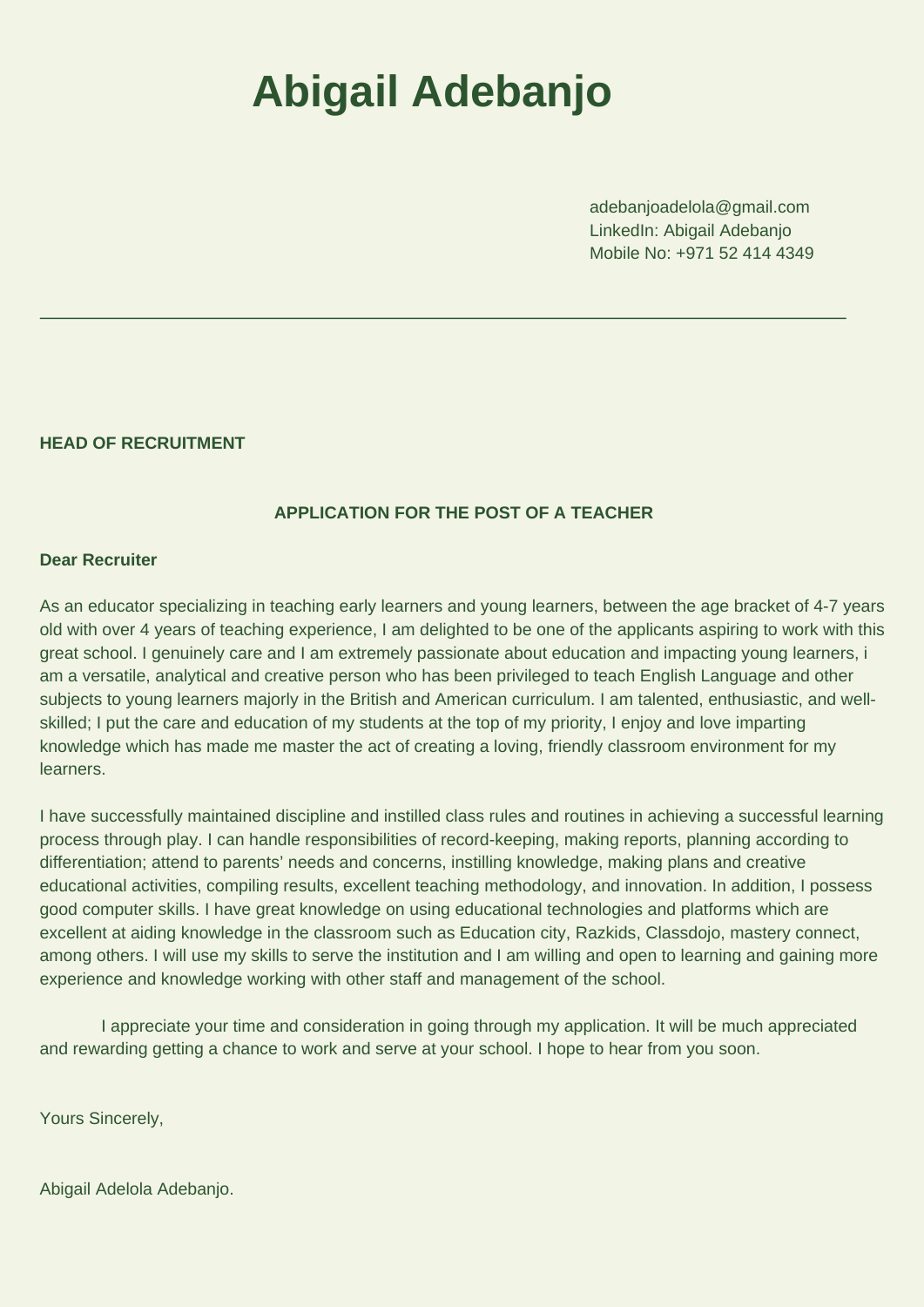# Abigail Adebanjo

adebanjoadelola@gmail.com
LinkedIn: Abigail Adebanjo
Mobile No: +971 52 414 4349

---

**HEAD OF RECRUITMENT**

**APPLICATION FOR THE POST OF A TEACHER**

**Dear Recruiter**

As an educator specializing in teaching early learners and young learners, between the age bracket of 4-7 years old with over 4 years of teaching experience, I am delighted to be one of the applicants aspiring to work with this great school. I genuinely care and I am extremely passionate about education and impacting young learners, i am a versatile, analytical and creative person who has been privileged to teach English Language and other subjects to young learners majorly in the British and American curriculum. I am talented, enthusiastic, and well-skilled; I put the care and education of my students at the top of my priority, I enjoy and love imparting knowledge which has made me master the act of creating a loving, friendly classroom environment for my learners.

I have successfully maintained discipline and instilled class rules and routines in achieving a successful learning process through play. I can handle responsibilities of record-keeping, making reports, planning according to differentiation; attend to parents' needs and concerns, instilling knowledge, making plans and creative educational activities, compiling results, excellent teaching methodology, and innovation. In addition, I possess good computer skills. I have great knowledge on using educational technologies and platforms which are excellent at aiding knowledge in the classroom such as Education city, Razkids, Classdojo, mastery connect, among others. I will use my skills to serve the institution and I am willing and open to learning and gaining more experience and knowledge working with other staff and management of the school.

I appreciate your time and consideration in going through my application. It will be much appreciated and rewarding getting a chance to work and serve at your school. I hope to hear from you soon.

Yours Sincerely,

Abigail Adelola Adebanjo.